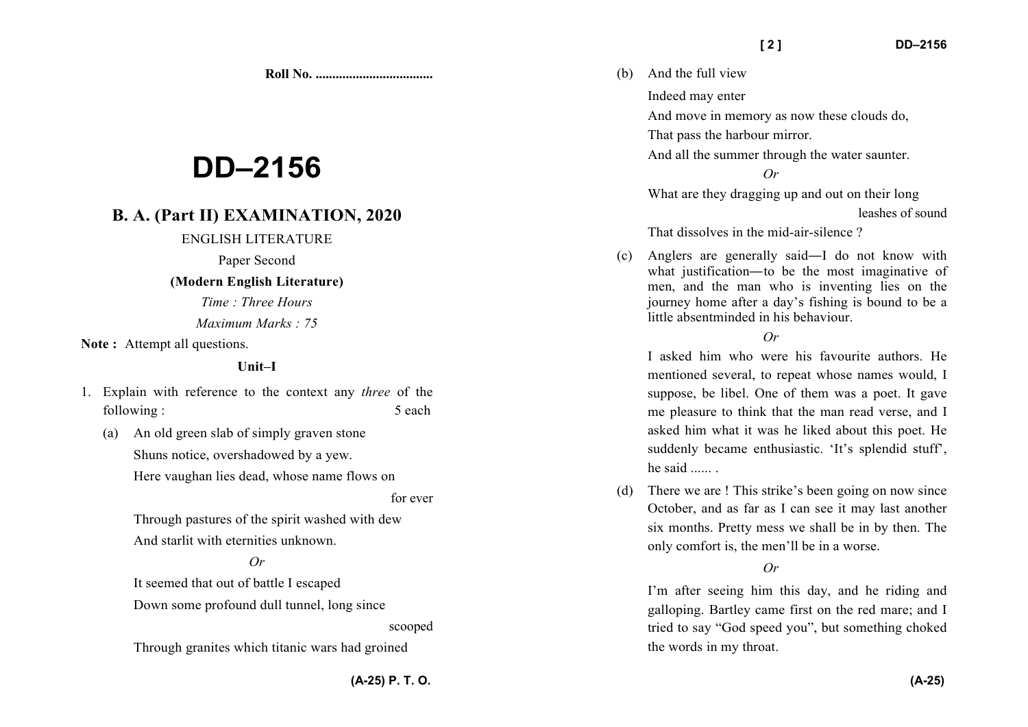Roll No. ..................................

# DD–2156

## B. A. (Part II) EXAMINATION, 2020

ENGLISH LITERATURE

Paper Second

**(Modern English Literature)**

*Time : Three Hours*

*Maximum Marks : 75*

**Note :** Attempt all questions.

### Unit–I

1. Explain with reference to the context any *three* of the following : 5 each

   (a) An old green slab of simply graven stone
   Shuns notice, overshadowed by a yew.
   Here vaughan lies dead, whose name flows on for ever
   Through pastures of the spirit washed with dew
   And starlit with eternities unknown.

   *Or*

   It seemed that out of battle I escaped
   Down some profound dull tunnel, long since scooped
   Through granites which titanic wars had groined

   (b) And the full view
   Indeed may enter
   And move in memory as now these clouds do,
   That pass the harbour mirror.
   And all the summer through the water saunter.

   *Or*

   What are they dragging up and out on their long leashes of sound
   That dissolves in the mid-air-silence ?

   (c) Anglers are generally said—I do not know with what justification—to be the most imaginative of men, and the man who is inventing lies on the journey home after a day's fishing is bound to be a little absentminded in his behaviour.

   *Or*

   I asked him who were his favourite authors. He mentioned several, to repeat whose names would, I suppose, be libel. One of them was a poet. It gave me pleasure to think that the man read verse, and I asked him what it was he liked about this poet. He suddenly became enthusiastic. 'It's splendid stuff', he said ...... .

   (d) There we are ! This strike's been going on now since October, and as far as I can see it may last another six months. Pretty mess we shall be in by then. The only comfort is, the men'll be in a worse.

   *Or*

   I'm after seeing him this day, and he riding and galloping. Bartley came first on the red mare; and I tried to say "God speed you", but something choked the words in my throat.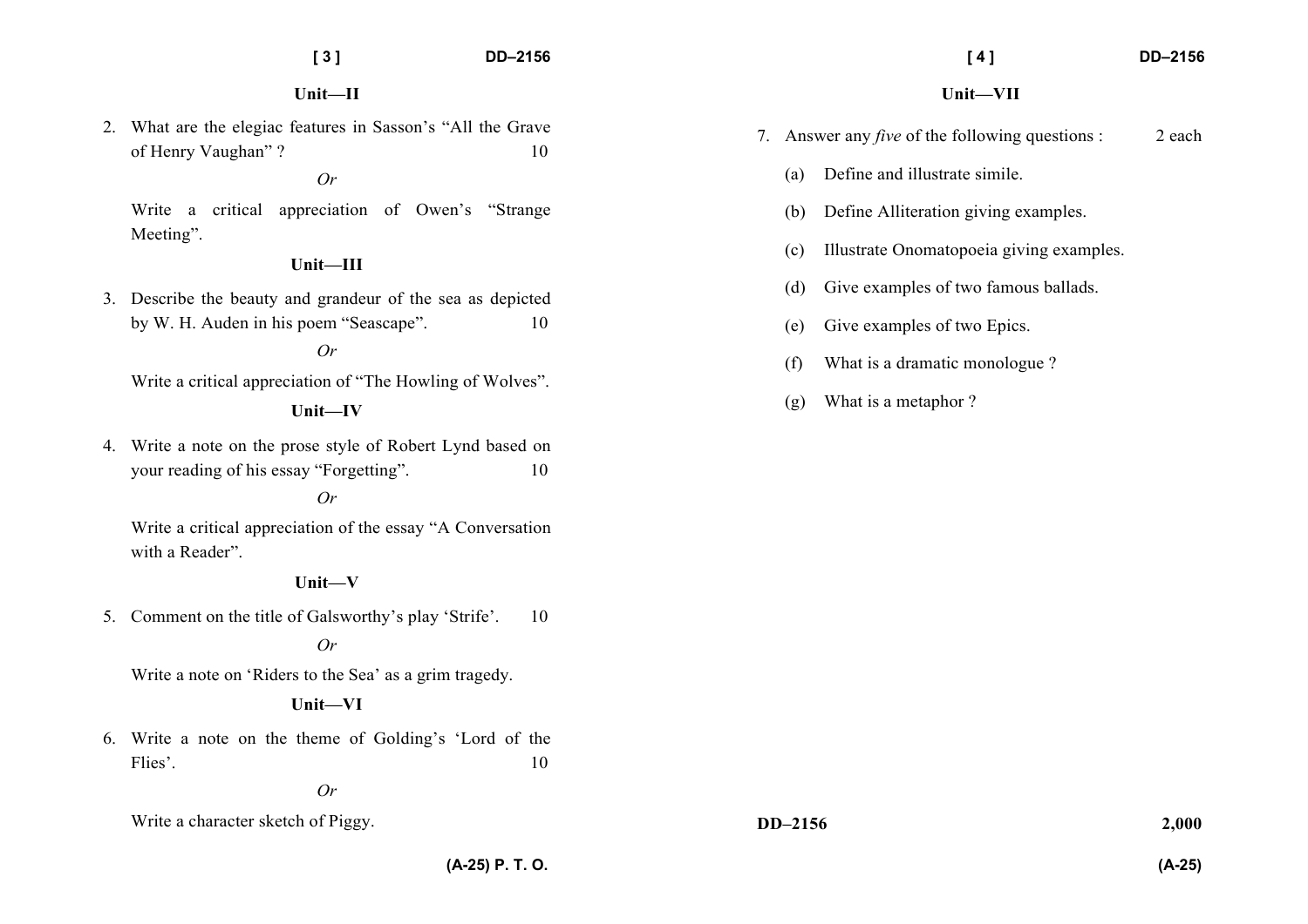## Unit—II

2. What are the elegiac features in Sasson's "All the Grave of Henry Vaughan" ? 10

*Or*

Write a critical appreciation of Owen's "Strange Meeting".

## Unit—III

3. Describe the beauty and grandeur of the sea as depicted by W. H. Auden in his poem "Seascape". 10

*Or*

Write a critical appreciation of "The Howling of Wolves".

## Unit—IV

4. Write a note on the prose style of Robert Lynd based on your reading of his essay "Forgetting". 10

*Or*

Write a critical appreciation of the essay "A Conversation with a Reader".

## Unit—V

5. Comment on the title of Galsworthy's play 'Strife'. 10

*Or*

Write a note on 'Riders to the Sea' as a grim tragedy.

## Unit—VI

6. Write a note on the theme of Golding's 'Lord of the Flies'. 10

*Or*

Write a character sketch of Piggy.

## Unit—VII

7. Answer any *five* of the following questions : 2 each

(a) Define and illustrate simile.

(b) Define Alliteration giving examples.

(c) Illustrate Onomatopoeia giving examples.

(d) Give examples of two famous ballads.

(e) Give examples of two Epics.

(f) What is a dramatic monologue ?

(g) What is a metaphor ?

DD–2156 2,000